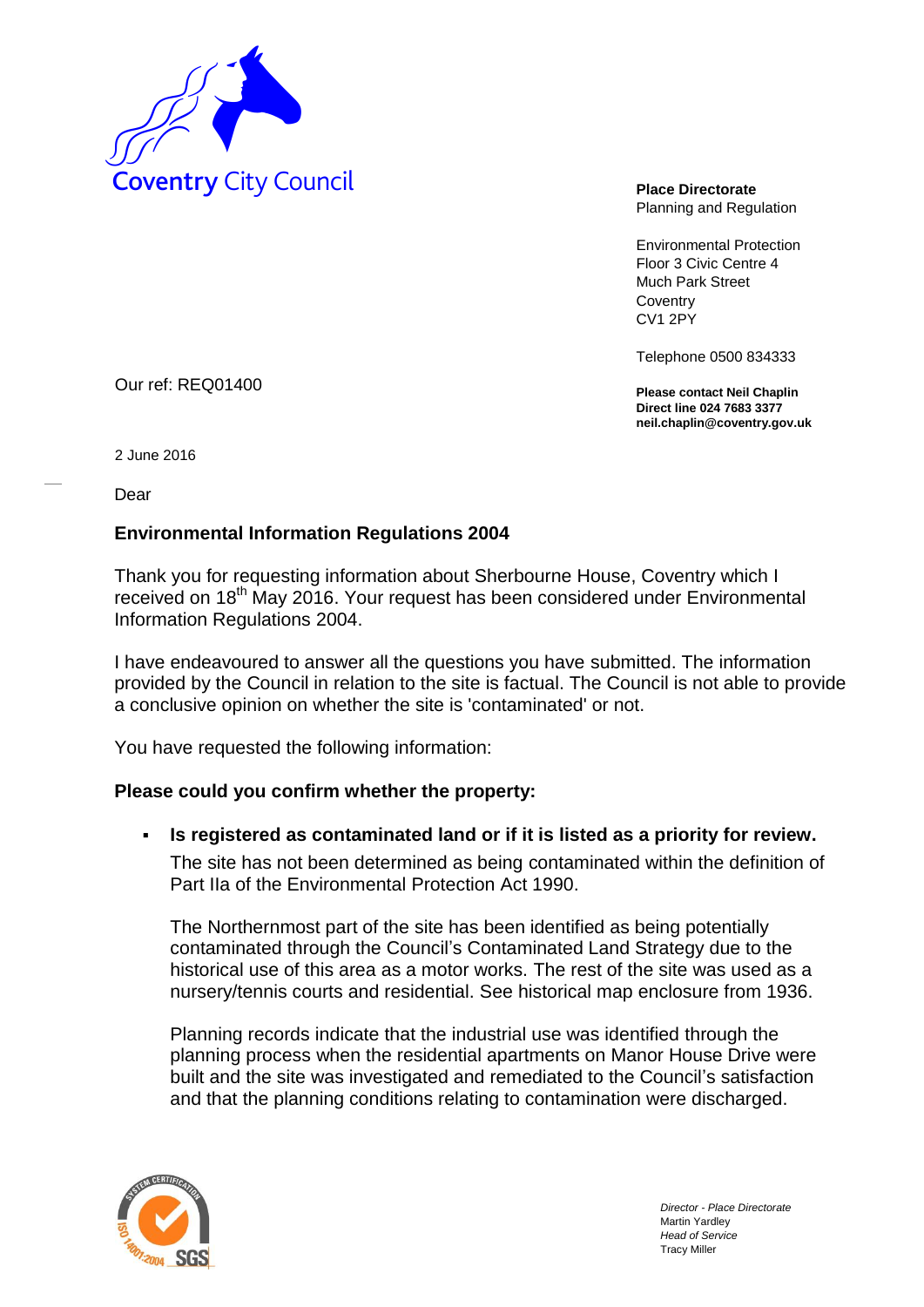Coventry City Council

**Place Directorate**
Planning and Regulation

Environmental Protection
Floor 3 Civic Centre 4
Much Park Street
Coventry
CV1 2PY

Telephone 0500 834333

**Please contact Neil Chaplin**
**Direct line 024 7683 3377**
**neil.chaplin@coventry.gov.uk**

Our ref: REQ01400

2 June 2016

Dear

## Environmental Information Regulations 2004

Thank you for requesting information about Sherbourne House, Coventry which I received on 18th May 2016. Your request has been considered under Environmental Information Regulations 2004.

I have endeavoured to answer all the questions you have submitted. The information provided by the Council in relation to the site is factual. The Council is not able to provide a conclusive opinion on whether the site is 'contaminated' or not.

You have requested the following information:

**Please could you confirm whether the property:**

- **Is registered as contaminated land or if it is listed as a priority for review.**

  The site has not been determined as being contaminated within the definition of Part IIa of the Environmental Protection Act 1990.

  The Northernmost part of the site has been identified as being potentially contaminated through the Council's Contaminated Land Strategy due to the historical use of this area as a motor works. The rest of the site was used as a nursery/tennis courts and residential. See historical map enclosure from 1936.

  Planning records indicate that the industrial use was identified through the planning process when the residential apartments on Manor House Drive were built and the site was investigated and remediated to the Council's satisfaction and that the planning conditions relating to contamination were discharged.

*Director - Place Directorate*
Martin Yardley
*Head of Service*
Tracy Miller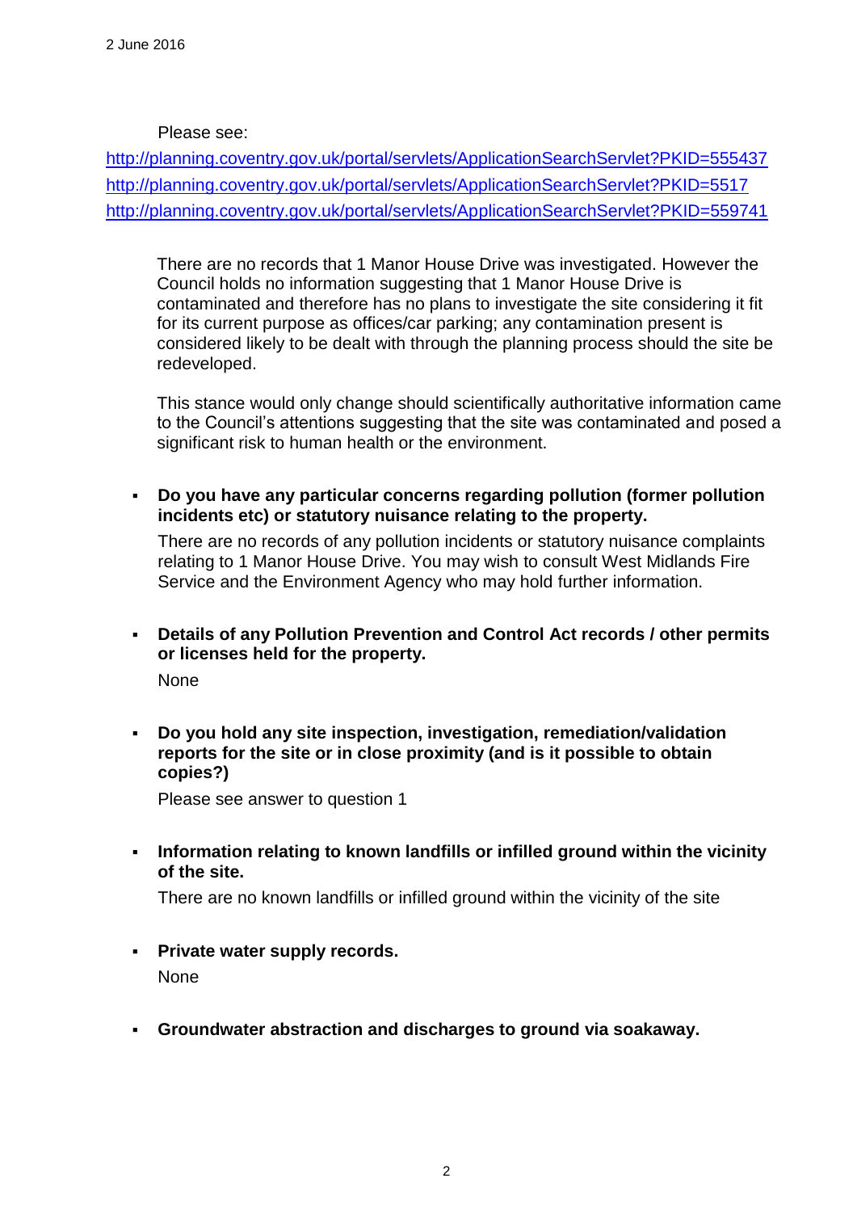Please see:

http://planning.coventry.gov.uk/portal/servlets/ApplicationSearchServlet?PKID=555437
http://planning.coventry.gov.uk/portal/servlets/ApplicationSearchServlet?PKID=5517
http://planning.coventry.gov.uk/portal/servlets/ApplicationSearchServlet?PKID=559741

There are no records that 1 Manor House Drive was investigated. However the Council holds no information suggesting that 1 Manor House Drive is contaminated and therefore has no plans to investigate the site considering it fit for its current purpose as offices/car parking; any contamination present is considered likely to be dealt with through the planning process should the site be redeveloped.

This stance would only change should scientifically authoritative information came to the Council's attentions suggesting that the site was contaminated and posed a significant risk to human health or the environment.

- **Do you have any particular concerns regarding pollution (former pollution incidents etc) or statutory nuisance relating to the property.**

  There are no records of any pollution incidents or statutory nuisance complaints relating to 1 Manor House Drive. You may wish to consult West Midlands Fire Service and the Environment Agency who may hold further information.

- **Details of any Pollution Prevention and Control Act records / other permits or licenses held for the property.**

  None

- **Do you hold any site inspection, investigation, remediation/validation reports for the site or in close proximity (and is it possible to obtain copies?)**

  Please see answer to question 1

- **Information relating to known landfills or infilled ground within the vicinity of the site.**

  There are no known landfills or infilled ground within the vicinity of the site

- **Private water supply records.**

  None

- **Groundwater abstraction and discharges to ground via soakaway.**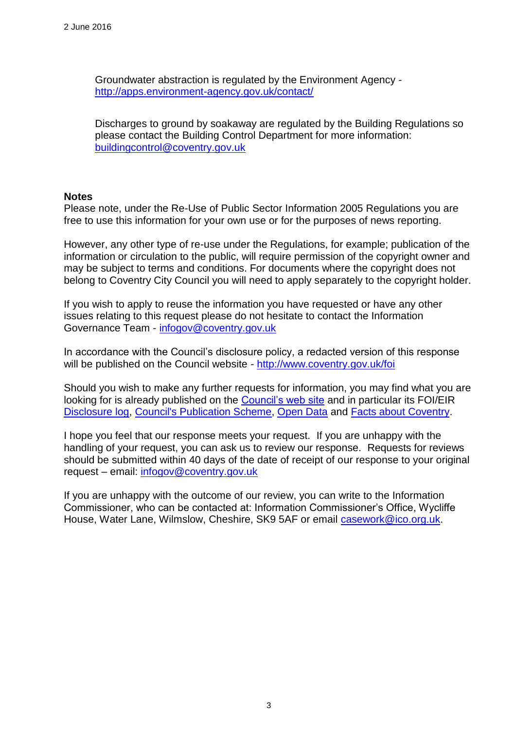2 June 2016

Groundwater abstraction is regulated by the Environment Agency - http://apps.environment-agency.gov.uk/contact/

Discharges to ground by soakaway are regulated by the Building Regulations so please contact the Building Control Department for more information: buildingcontrol@coventry.gov.uk

**Notes**

Please note, under the Re-Use of Public Sector Information 2005 Regulations you are free to use this information for your own use or for the purposes of news reporting.

However, any other type of re-use under the Regulations, for example; publication of the information or circulation to the public, will require permission of the copyright owner and may be subject to terms and conditions. For documents where the copyright does not belong to Coventry City Council you will need to apply separately to the copyright holder.

If you wish to apply to reuse the information you have requested or have any other issues relating to this request please do not hesitate to contact the Information Governance Team - infogov@coventry.gov.uk

In accordance with the Council's disclosure policy, a redacted version of this response will be published on the Council website - http://www.coventry.gov.uk/foi

Should you wish to make any further requests for information, you may find what you are looking for is already published on the Council's web site and in particular its FOI/EIR Disclosure log, Council's Publication Scheme, Open Data and Facts about Coventry.

I hope you feel that our response meets your request. If you are unhappy with the handling of your request, you can ask us to review our response. Requests for reviews should be submitted within 40 days of the date of receipt of our response to your original request – email: infogov@coventry.gov.uk

If you are unhappy with the outcome of our review, you can write to the Information Commissioner, who can be contacted at: Information Commissioner's Office, Wycliffe House, Water Lane, Wilmslow, Cheshire, SK9 5AF or email casework@ico.org.uk.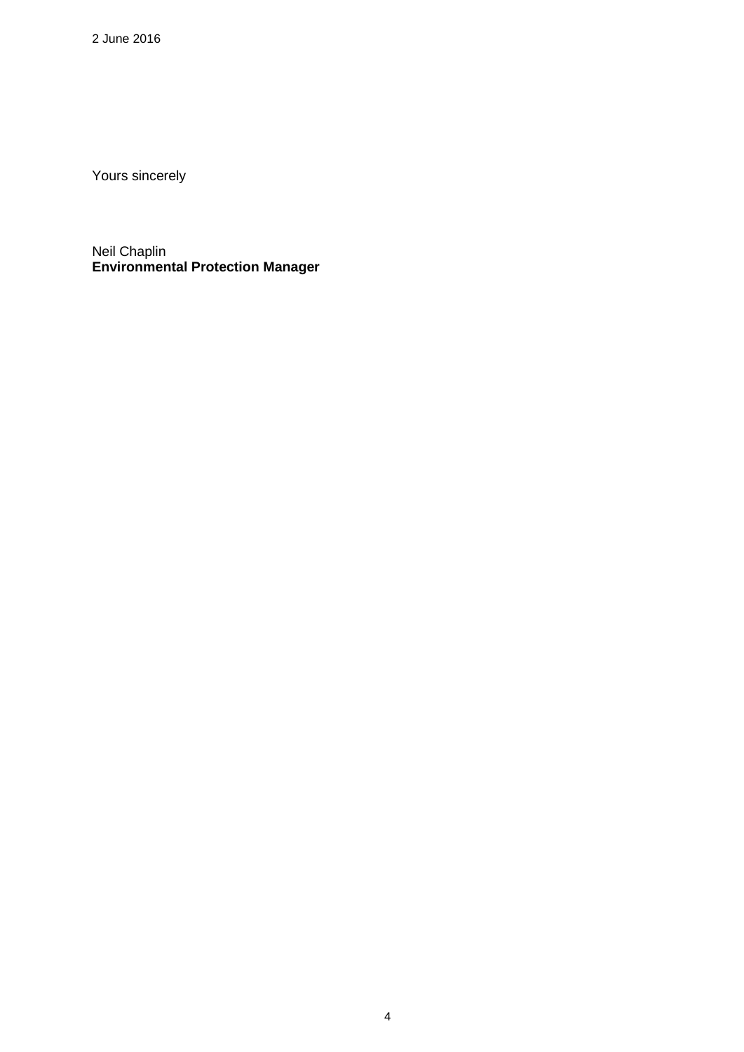Yours sincerely

Neil Chaplin
**Environmental Protection Manager**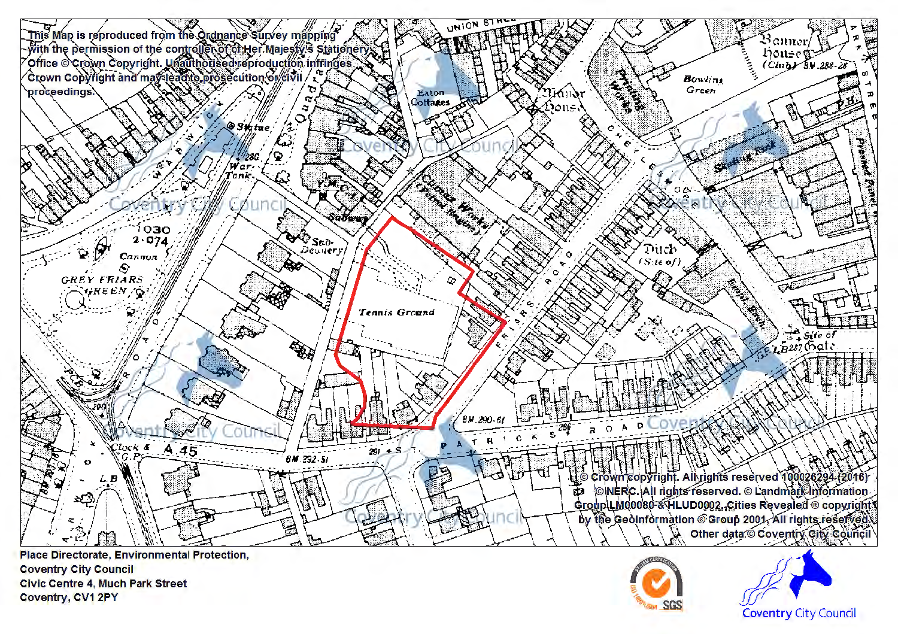This Map is reproduced from the Ordnance Survey mapping with the permission of the controller of of Her Majesty's Stationery Office © Crown Copyright. Unauthorised reproduction infringes Crown Copyright and may lead to prosecution or civil proceedings.

© Crown copyright. All rights reserved 100026294 (2016)
© NERC. All rights reserved. © Landmark Information Group LM00080 & HLUD0002. Cities Revealed ® copyright by the GeoInformation ® Group 2001, All rights reserved.
Other data © Coventry City Council

Place Directorate, Environmental Protection,
Coventry City Council
Civic Centre 4, Much Park Street
Coventry, CV1 2PY

Coventry City Council